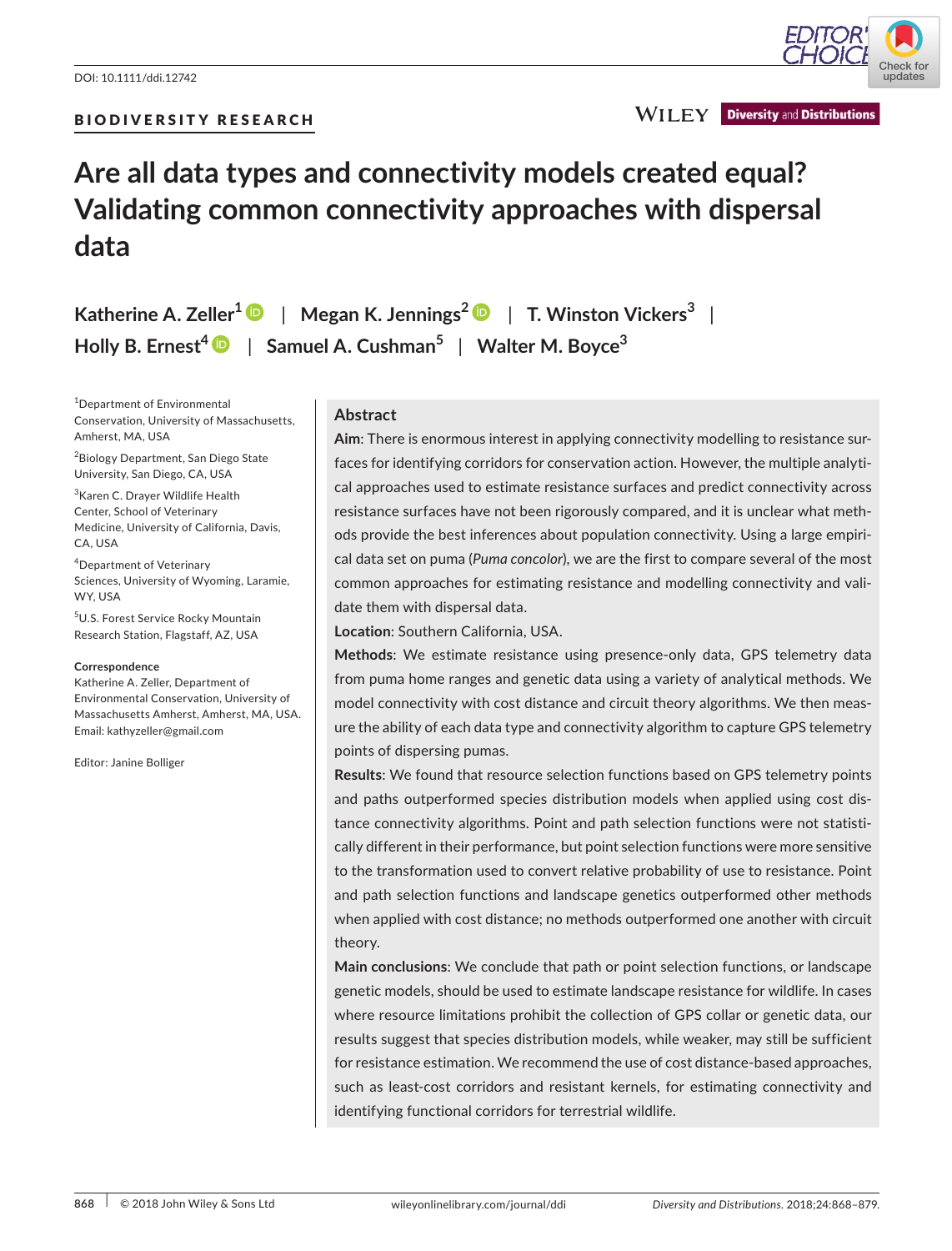DOI: 10.1111/ddi.12742

BIODIVERSITY RESEARCH

# Are all data types and connectivity models created equal? Validating common connectivity approaches with dispersal data

**Katherine A. Zeller[1]** | **Megan K. Jennings[2]** | **T. Winston Vickers[3]** | **Holly B. Ernest[4]** | **Samuel A. Cushman[5]** | **Walter M. Boyce[3]**

[1]Department of Environmental Conservation, University of Massachusetts, Amherst, MA, USA

[2]Biology Department, San Diego State University, San Diego, CA, USA

[3]Karen C. Drayer Wildlife Health Center, School of Veterinary Medicine, University of California, Davis, CA, USA

[4]Department of Veterinary Sciences, University of Wyoming, Laramie, WY, USA

[5]U.S. Forest Service Rocky Mountain Research Station, Flagstaff, AZ, USA

**Correspondence**
Katherine A. Zeller, Department of Environmental Conservation, University of Massachusetts Amherst, Amherst, MA, USA.
Email: kathyzeller@gmail.com

Editor: Janine Bolliger

## Abstract

**Aim**: There is enormous interest in applying connectivity modelling to resistance surfaces for identifying corridors for conservation action. However, the multiple analytical approaches used to estimate resistance surfaces and predict connectivity across resistance surfaces have not been rigorously compared, and it is unclear what methods provide the best inferences about population connectivity. Using a large empirical data set on puma (*Puma concolor*), we are the first to compare several of the most common approaches for estimating resistance and modelling connectivity and validate them with dispersal data.

**Location**: Southern California, USA.

**Methods**: We estimate resistance using presence-only data, GPS telemetry data from puma home ranges and genetic data using a variety of analytical methods. We model connectivity with cost distance and circuit theory algorithms. We then measure the ability of each data type and connectivity algorithm to capture GPS telemetry points of dispersing pumas.

**Results**: We found that resource selection functions based on GPS telemetry points and paths outperformed species distribution models when applied using cost distance connectivity algorithms. Point and path selection functions were not statistically different in their performance, but point selection functions were more sensitive to the transformation used to convert relative probability of use to resistance. Point and path selection functions and landscape genetics outperformed other methods when applied with cost distance; no methods outperformed one another with circuit theory.

**Main conclusions**: We conclude that path or point selection functions, or landscape genetic models, should be used to estimate landscape resistance for wildlife. In cases where resource limitations prohibit the collection of GPS collar or genetic data, our results suggest that species distribution models, while weaker, may still be sufficient for resistance estimation. We recommend the use of cost distance-based approaches, such as least-cost corridors and resistant kernels, for estimating connectivity and identifying functional corridors for terrestrial wildlife.

© 2018 John Wiley & Sons Ltd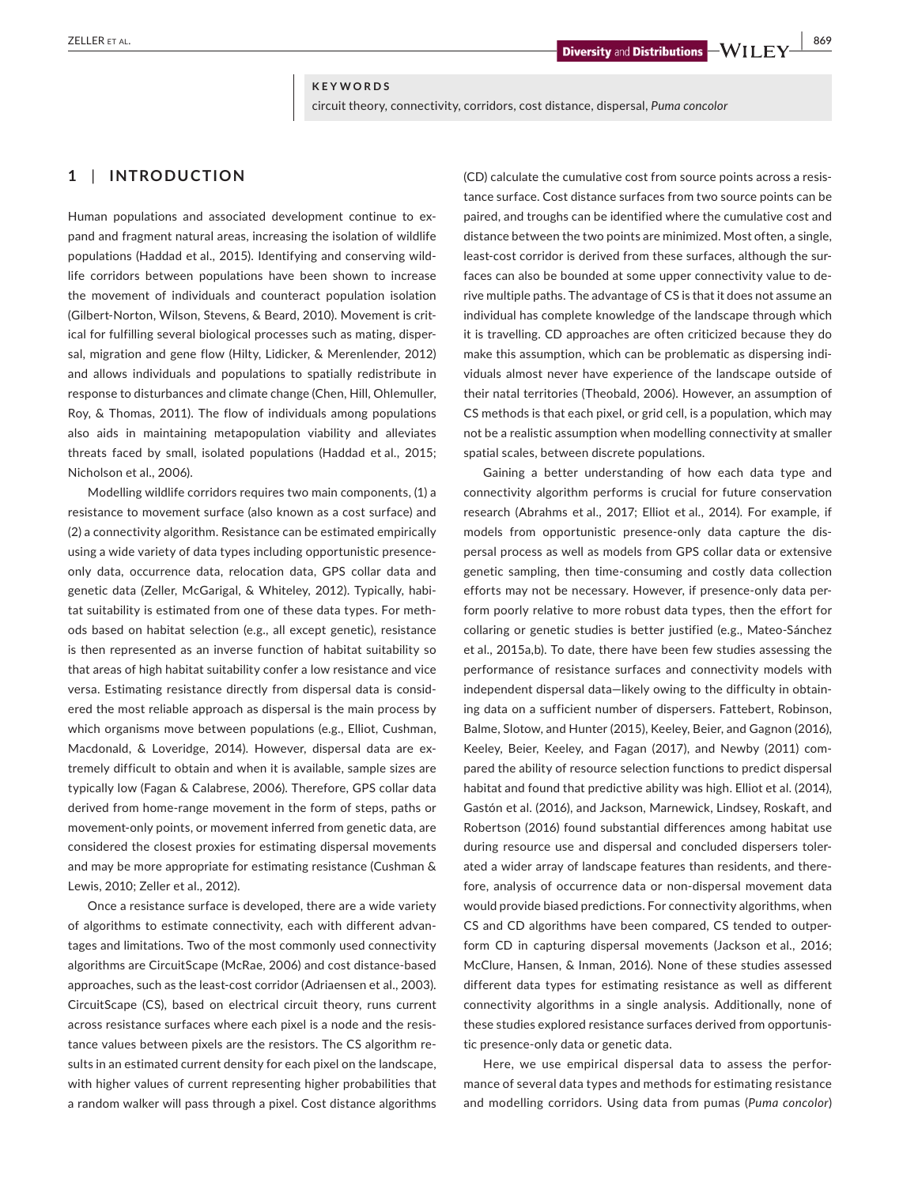**KEYWORDS**

circuit theory, connectivity, corridors, cost distance, dispersal, *Puma concolor*

## 1 | INTRODUCTION

Human populations and associated development continue to expand and fragment natural areas, increasing the isolation of wildlife populations (Haddad et al., 2015). Identifying and conserving wildlife corridors between populations have been shown to increase the movement of individuals and counteract population isolation (Gilbert-Norton, Wilson, Stevens, & Beard, 2010). Movement is critical for fulfilling several biological processes such as mating, dispersal, migration and gene flow (Hilty, Lidicker, & Merenlender, 2012) and allows individuals and populations to spatially redistribute in response to disturbances and climate change (Chen, Hill, Ohlemuller, Roy, & Thomas, 2011). The flow of individuals among populations also aids in maintaining metapopulation viability and alleviates threats faced by small, isolated populations (Haddad et al., 2015; Nicholson et al., 2006).

Modelling wildlife corridors requires two main components, (1) a resistance to movement surface (also known as a cost surface) and (2) a connectivity algorithm. Resistance can be estimated empirically using a wide variety of data types including opportunistic presence-only data, occurrence data, relocation data, GPS collar data and genetic data (Zeller, McGarigal, & Whiteley, 2012). Typically, habitat suitability is estimated from one of these data types. For methods based on habitat selection (e.g., all except genetic), resistance is then represented as an inverse function of habitat suitability so that areas of high habitat suitability confer a low resistance and vice versa. Estimating resistance directly from dispersal data is considered the most reliable approach as dispersal is the main process by which organisms move between populations (e.g., Elliot, Cushman, Macdonald, & Loveridge, 2014). However, dispersal data are extremely difficult to obtain and when it is available, sample sizes are typically low (Fagan & Calabrese, 2006). Therefore, GPS collar data derived from home-range movement in the form of steps, paths or movement-only points, or movement inferred from genetic data, are considered the closest proxies for estimating dispersal movements and may be more appropriate for estimating resistance (Cushman & Lewis, 2010; Zeller et al., 2012).

Once a resistance surface is developed, there are a wide variety of algorithms to estimate connectivity, each with different advantages and limitations. Two of the most commonly used connectivity algorithms are CircuitScape (McRae, 2006) and cost distance-based approaches, such as the least-cost corridor (Adriaensen et al., 2003). CircuitScape (CS), based on electrical circuit theory, runs current across resistance surfaces where each pixel is a node and the resistance values between pixels are the resistors. The CS algorithm results in an estimated current density for each pixel on the landscape, with higher values of current representing higher probabilities that a random walker will pass through a pixel. Cost distance algorithms (CD) calculate the cumulative cost from source points across a resistance surface. Cost distance surfaces from two source points can be paired, and troughs can be identified where the cumulative cost and distance between the two points are minimized. Most often, a single, least-cost corridor is derived from these surfaces, although the surfaces can also be bounded at some upper connectivity value to derive multiple paths. The advantage of CS is that it does not assume an individual has complete knowledge of the landscape through which it is travelling. CD approaches are often criticized because they do make this assumption, which can be problematic as dispersing individuals almost never have experience of the landscape outside of their natal territories (Theobald, 2006). However, an assumption of CS methods is that each pixel, or grid cell, is a population, which may not be a realistic assumption when modelling connectivity at smaller spatial scales, between discrete populations.

Gaining a better understanding of how each data type and connectivity algorithm performs is crucial for future conservation research (Abrahms et al., 2017; Elliot et al., 2014). For example, if models from opportunistic presence-only data capture the dispersal process as well as models from GPS collar data or extensive genetic sampling, then time-consuming and costly data collection efforts may not be necessary. However, if presence-only data perform poorly relative to more robust data types, then the effort for collaring or genetic studies is better justified (e.g., Mateo-Sánchez et al., 2015a,b). To date, there have been few studies assessing the performance of resistance surfaces and connectivity models with independent dispersal data—likely owing to the difficulty in obtaining data on a sufficient number of dispersers. Fattebert, Robinson, Balme, Slotow, and Hunter (2015), Keeley, Beier, and Gagnon (2016), Keeley, Beier, Keeley, and Fagan (2017), and Newby (2011) compared the ability of resource selection functions to predict dispersal habitat and found that predictive ability was high. Elliot et al. (2014), Gastón et al. (2016), and Jackson, Marnewick, Lindsey, Roskaft, and Robertson (2016) found substantial differences among habitat use during resource use and dispersal and concluded dispersers tolerated a wider array of landscape features than residents, and therefore, analysis of occurrence data or non-dispersal movement data would provide biased predictions. For connectivity algorithms, when CS and CD algorithms have been compared, CS tended to outperform CD in capturing dispersal movements (Jackson et al., 2016; McClure, Hansen, & Inman, 2016). None of these studies assessed different data types for estimating resistance as well as different connectivity algorithms in a single analysis. Additionally, none of these studies explored resistance surfaces derived from opportunistic presence-only data or genetic data.

Here, we use empirical dispersal data to assess the performance of several data types and methods for estimating resistance and modelling corridors. Using data from pumas (*Puma concolor*)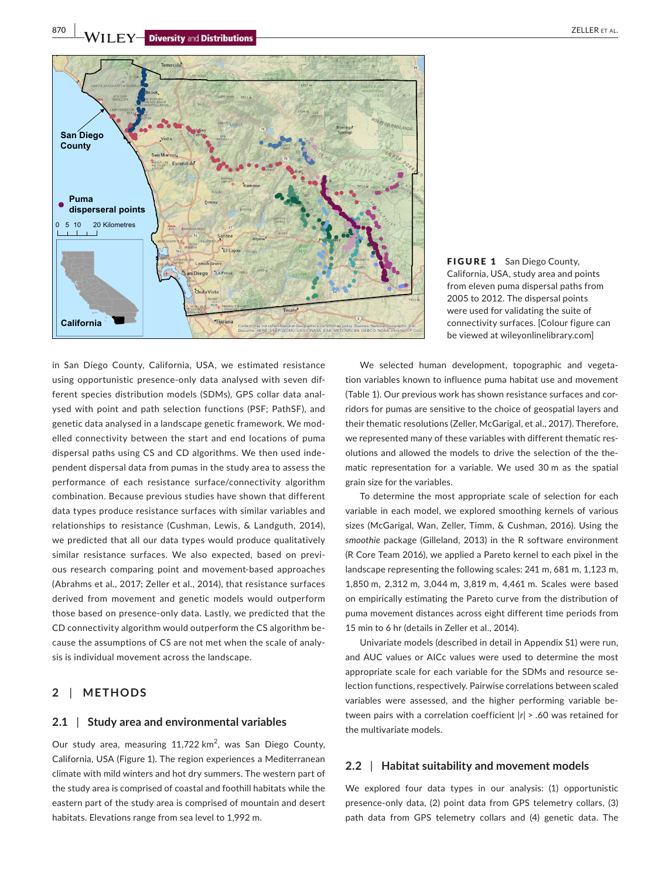**FIGURE 1** San Diego County, California, USA, study area and points from eleven puma dispersal paths from 2005 to 2012. The dispersal points were used for validating the suite of connectivity surfaces. [Colour figure can be viewed at wileyonlinelibrary.com]

in San Diego County, California, USA, we estimated resistance using opportunistic presence-only data analysed with seven different species distribution models (SDMs), GPS collar data analysed with point and path selection functions (PSF; PathSF), and genetic data analysed in a landscape genetic framework. We modelled connectivity between the start and end locations of puma dispersal paths using CS and CD algorithms. We then used independent dispersal data from pumas in the study area to assess the performance of each resistance surface/connectivity algorithm combination. Because previous studies have shown that different data types produce resistance surfaces with similar variables and relationships to resistance (Cushman, Lewis, & Landguth, 2014), we predicted that all our data types would produce qualitatively similar resistance surfaces. We also expected, based on previous research comparing point and movement-based approaches (Abrahms et al., 2017; Zeller et al., 2014), that resistance surfaces derived from movement and genetic models would outperform those based on presence-only data. Lastly, we predicted that the CD connectivity algorithm would outperform the CS algorithm because the assumptions of CS are not met when the scale of analysis is individual movement across the landscape.

## 2 | METHODS

### 2.1 | Study area and environmental variables

Our study area, measuring 11,722 km$^2$, was San Diego County, California, USA (Figure 1). The region experiences a Mediterranean climate with mild winters and hot dry summers. The western part of the study area is comprised of coastal and foothill habitats while the eastern part of the study area is comprised of mountain and desert habitats. Elevations range from sea level to 1,992 m.

We selected human development, topographic and vegetation variables known to influence puma habitat use and movement (Table 1). Our previous work has shown resistance surfaces and corridors for pumas are sensitive to the choice of geospatial layers and their thematic resolutions (Zeller, McGarigal, et al., 2017). Therefore, we represented many of these variables with different thematic resolutions and allowed the models to drive the selection of the thematic representation for a variable. We used 30 m as the spatial grain size for the variables.

To determine the most appropriate scale of selection for each variable in each model, we explored smoothing kernels of various sizes (McGarigal, Wan, Zeller, Timm, & Cushman, 2016). Using the *smoothie* package (Gilleland, 2013) in the R software environment (R Core Team 2016), we applied a Pareto kernel to each pixel in the landscape representing the following scales: 241 m, 681 m, 1,123 m, 1,850 m, 2,312 m, 3,044 m, 3,819 m, 4,461 m. Scales were based on empirically estimating the Pareto curve from the distribution of puma movement distances across eight different time periods from 15 min to 6 hr (details in Zeller et al., 2014).

Univariate models (described in detail in Appendix S1) were run, and AUC values or AICc values were used to determine the most appropriate scale for each variable for the SDMs and resource selection functions, respectively. Pairwise correlations between scaled variables were assessed, and the higher performing variable between pairs with a correlation coefficient $|r| > .60$ was retained for the multivariate models.

### 2.2 | Habitat suitability and movement models

We explored four data types in our analysis: (1) opportunistic presence-only data, (2) point data from GPS telemetry collars, (3) path data from GPS telemetry collars and (4) genetic data. The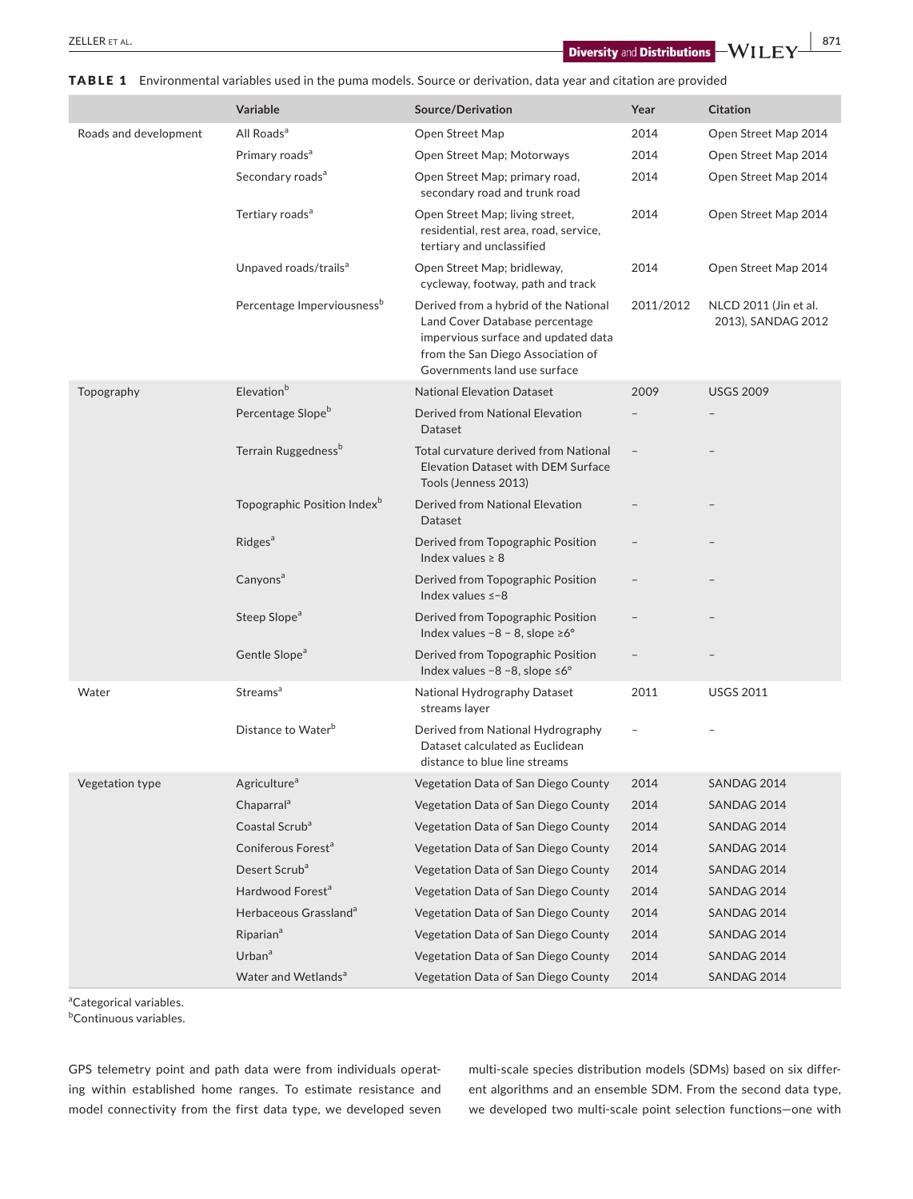**TABLE 1** Environmental variables used in the puma models. Source or derivation, data year and citation are provided

| | Variable | Source/Derivation | Year | Citation |
|---|---|---|---|---|
| Roads and development | All Roads[a] | Open Street Map | 2014 | Open Street Map 2014 |
| | Primary roads[a] | Open Street Map; Motorways | 2014 | Open Street Map 2014 |
| | Secondary roads[a] | Open Street Map; primary road, secondary road and trunk road | 2014 | Open Street Map 2014 |
| | Tertiary roads[a] | Open Street Map; living street, residential, rest area, road, service, tertiary and unclassified | 2014 | Open Street Map 2014 |
| | Unpaved roads/trails[a] | Open Street Map; bridleway, cycleway, footway, path and track | 2014 | Open Street Map 2014 |
| | Percentage Imperviousness[b] | Derived from a hybrid of the National Land Cover Database percentage impervious surface and updated data from the San Diego Association of Governments land use surface | 2011/2012 | NLCD 2011 (Jin et al. 2013), SANDAG 2012 |
| Topography | Elevation[b] | National Elevation Dataset | 2009 | USGS 2009 |
| | Percentage Slope[b] | Derived from National Elevation Dataset | – | – |
| | Terrain Ruggedness[b] | Total curvature derived from National Elevation Dataset with DEM Surface Tools (Jenness 2013) | – | – |
| | Topographic Position Index[b] | Derived from National Elevation Dataset | – | – |
| | Ridges[a] | Derived from Topographic Position Index values ≥ 8 | – | – |
| | Canyons[a] | Derived from Topographic Position Index values ≤−8 | – | – |
| | Steep Slope[a] | Derived from Topographic Position Index values −8 − 8, slope ≥6° | – | – |
| | Gentle Slope[a] | Derived from Topographic Position Index values −8 −8, slope ≤6° | – | – |
| Water | Streams[a] | National Hydrography Dataset streams layer | 2011 | USGS 2011 |
| | Distance to Water[b] | Derived from National Hydrography Dataset calculated as Euclidean distance to blue line streams | – | – |
| Vegetation type | Agriculture[a] | Vegetation Data of San Diego County | 2014 | SANDAG 2014 |
| | Chaparral[a] | Vegetation Data of San Diego County | 2014 | SANDAG 2014 |
| | Coastal Scrub[a] | Vegetation Data of San Diego County | 2014 | SANDAG 2014 |
| | Coniferous Forest[a] | Vegetation Data of San Diego County | 2014 | SANDAG 2014 |
| | Desert Scrub[a] | Vegetation Data of San Diego County | 2014 | SANDAG 2014 |
| | Hardwood Forest[a] | Vegetation Data of San Diego County | 2014 | SANDAG 2014 |
| | Herbaceous Grassland[a] | Vegetation Data of San Diego County | 2014 | SANDAG 2014 |
| | Riparian[a] | Vegetation Data of San Diego County | 2014 | SANDAG 2014 |
| | Urban[a] | Vegetation Data of San Diego County | 2014 | SANDAG 2014 |
| | Water and Wetlands[a] | Vegetation Data of San Diego County | 2014 | SANDAG 2014 |

[a]Categorical variables.
[b]Continuous variables.

GPS telemetry point and path data were from individuals operating within established home ranges. To estimate resistance and model connectivity from the first data type, we developed seven multi-scale species distribution models (SDMs) based on six different algorithms and an ensemble SDM. From the second data type, we developed two multi-scale point selection functions—one with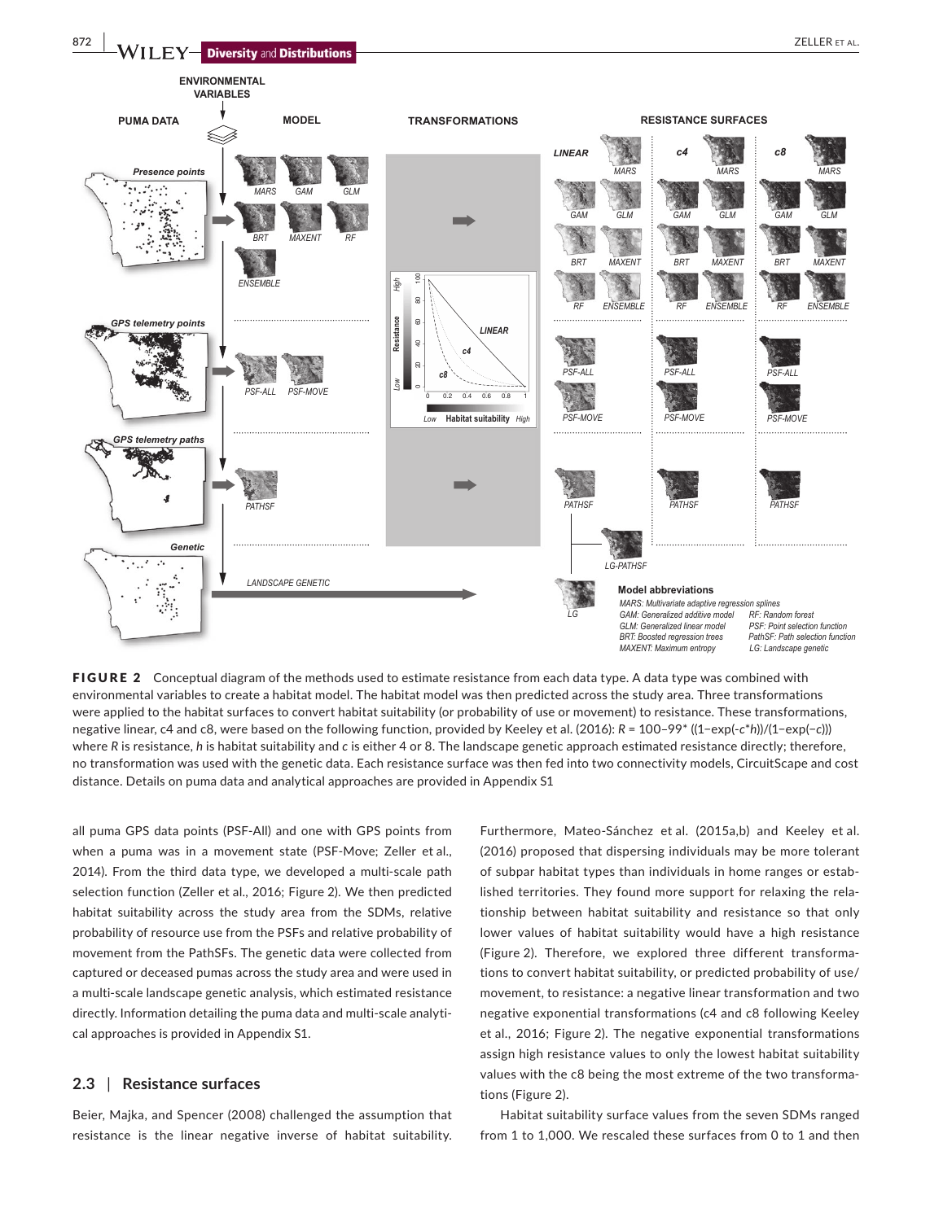**FIGURE 2** Conceptual diagram of the methods used to estimate resistance from each data type. A data type was combined with environmental variables to create a habitat model. The habitat model was then predicted across the study area. Three transformations were applied to the habitat surfaces to convert habitat suitability (or probability of use or movement) to resistance. These transformations, negative linear, c4 and c8, were based on the following function, provided by Keeley et al. (2016): $R = 100 - 99 * ((1 - \exp(-c*h))/(1 - \exp(-c)))$ where $R$ is resistance, $h$ is habitat suitability and $c$ is either 4 or 8. The landscape genetic approach estimated resistance directly; therefore, no transformation was used with the genetic data. Each resistance surface was then fed into two connectivity models, CircuitScape and cost distance. Details on puma data and analytical approaches are provided in Appendix S1

all puma GPS data points (PSF-All) and one with GPS points from when a puma was in a movement state (PSF-Move; Zeller et al., 2014). From the third data type, we developed a multi-scale path selection function (Zeller et al., 2016; Figure 2). We then predicted habitat suitability across the study area from the SDMs, relative probability of resource use from the PSFs and relative probability of movement from the PathSFs. The genetic data were collected from captured or deceased pumas across the study area and were used in a multi-scale landscape genetic analysis, which estimated resistance directly. Information detailing the puma data and multi-scale analytical approaches is provided in Appendix S1.

## 2.3 | Resistance surfaces

Beier, Majka, and Spencer (2008) challenged the assumption that resistance is the linear negative inverse of habitat suitability. Furthermore, Mateo-Sánchez et al. (2015a,b) and Keeley et al. (2016) proposed that dispersing individuals may be more tolerant of subpar habitat types than individuals in home ranges or established territories. They found more support for relaxing the relationship between habitat suitability and resistance so that only lower values of habitat suitability would have a high resistance (Figure 2). Therefore, we explored three different transformations to convert habitat suitability, or predicted probability of use/movement, to resistance: a negative linear transformation and two negative exponential transformations (c4 and c8 following Keeley et al., 2016; Figure 2). The negative exponential transformations assign high resistance values to only the lowest habitat suitability values with the c8 being the most extreme of the two transformations (Figure 2).

Habitat suitability surface values from the seven SDMs ranged from 1 to 1,000. We rescaled these surfaces from 0 to 1 and then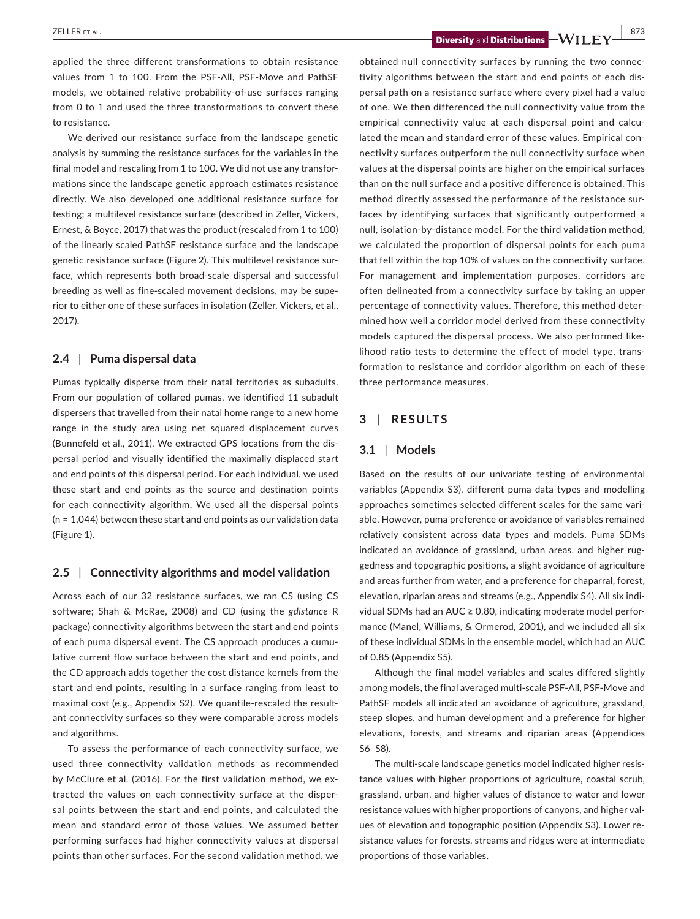applied the three different transformations to obtain resistance values from 1 to 100. From the PSF-All, PSF-Move and PathSF models, we obtained relative probability-of-use surfaces ranging from 0 to 1 and used the three transformations to convert these to resistance.

We derived our resistance surface from the landscape genetic analysis by summing the resistance surfaces for the variables in the final model and rescaling from 1 to 100. We did not use any transformations since the landscape genetic approach estimates resistance directly. We also developed one additional resistance surface for testing; a multilevel resistance surface (described in Zeller, Vickers, Ernest, & Boyce, 2017) that was the product (rescaled from 1 to 100) of the linearly scaled PathSF resistance surface and the landscape genetic resistance surface (Figure 2). This multilevel resistance surface, which represents both broad-scale dispersal and successful breeding as well as fine-scaled movement decisions, may be superior to either one of these surfaces in isolation (Zeller, Vickers, et al., 2017).

### 2.4 | Puma dispersal data

Pumas typically disperse from their natal territories as subadults. From our population of collared pumas, we identified 11 subadult dispersers that travelled from their natal home range to a new home range in the study area using net squared displacement curves (Bunnefeld et al., 2011). We extracted GPS locations from the dispersal period and visually identified the maximally displaced start and end points of this dispersal period. For each individual, we used these start and end points as the source and destination points for each connectivity algorithm. We used all the dispersal points (n = 1,044) between these start and end points as our validation data (Figure 1).

### 2.5 | Connectivity algorithms and model validation

Across each of our 32 resistance surfaces, we ran CS (using CS software; Shah & McRae, 2008) and CD (using the *gdistance* R package) connectivity algorithms between the start and end points of each puma dispersal event. The CS approach produces a cumulative current flow surface between the start and end points, and the CD approach adds together the cost distance kernels from the start and end points, resulting in a surface ranging from least to maximal cost (e.g., Appendix S2). We quantile-rescaled the resultant connectivity surfaces so they were comparable across models and algorithms.

To assess the performance of each connectivity surface, we used three connectivity validation methods as recommended by McClure et al. (2016). For the first validation method, we extracted the values on each connectivity surface at the dispersal points between the start and end points, and calculated the mean and standard error of those values. We assumed better performing surfaces had higher connectivity values at dispersal points than other surfaces. For the second validation method, we obtained null connectivity surfaces by running the two connectivity algorithms between the start and end points of each dispersal path on a resistance surface where every pixel had a value of one. We then differenced the null connectivity value from the empirical connectivity value at each dispersal point and calculated the mean and standard error of these values. Empirical connectivity surfaces outperform the null connectivity surface when values at the dispersal points are higher on the empirical surfaces than on the null surface and a positive difference is obtained. This method directly assessed the performance of the resistance surfaces by identifying surfaces that significantly outperformed a null, isolation-by-distance model. For the third validation method, we calculated the proportion of dispersal points for each puma that fell within the top 10% of values on the connectivity surface. For management and implementation purposes, corridors are often delineated from a connectivity surface by taking an upper percentage of connectivity values. Therefore, this method determined how well a corridor model derived from these connectivity models captured the dispersal process. We also performed likelihood ratio tests to determine the effect of model type, transformation to resistance and corridor algorithm on each of these three performance measures.

## 3 | RESULTS

### 3.1 | Models

Based on the results of our univariate testing of environmental variables (Appendix S3), different puma data types and modelling approaches sometimes selected different scales for the same variable. However, puma preference or avoidance of variables remained relatively consistent across data types and models. Puma SDMs indicated an avoidance of grassland, urban areas, and higher ruggedness and topographic positions, a slight avoidance of agriculture and areas further from water, and a preference for chaparral, forest, elevation, riparian areas and streams (e.g., Appendix S4). All six individual SDMs had an AUC ≥ 0.80, indicating moderate model performance (Manel, Williams, & Ormerod, 2001), and we included all six of these individual SDMs in the ensemble model, which had an AUC of 0.85 (Appendix S5).

Although the final model variables and scales differed slightly among models, the final averaged multi-scale PSF-All, PSF-Move and PathSF models all indicated an avoidance of agriculture, grassland, steep slopes, and human development and a preference for higher elevations, forests, and streams and riparian areas (Appendices S6–S8).

The multi-scale landscape genetics model indicated higher resistance values with higher proportions of agriculture, coastal scrub, grassland, urban, and higher values of distance to water and lower resistance values with higher proportions of canyons, and higher values of elevation and topographic position (Appendix S3). Lower resistance values for forests, streams and ridges were at intermediate proportions of those variables.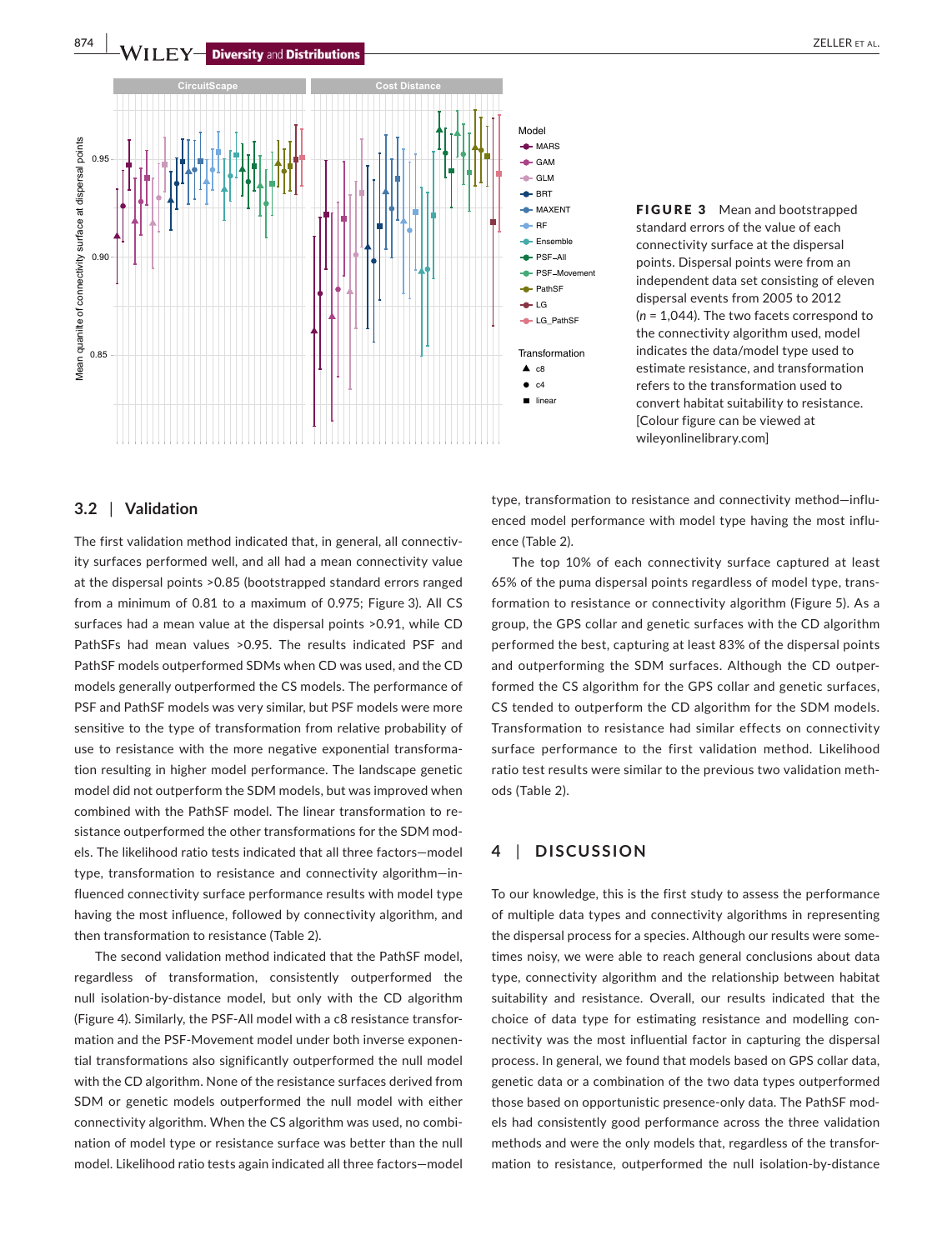FIGURE 3 Mean and bootstrapped standard errors of the value of each connectivity surface at the dispersal points. Dispersal points were from an independent data set consisting of eleven dispersal events from 2005 to 2012 (*n* = 1,044). The two facets correspond to the connectivity algorithm used, model indicates the data/model type used to estimate resistance, and transformation refers to the transformation used to convert habitat suitability to resistance. [Colour figure can be viewed at wileyonlinelibrary.com]

### 3.2 | Validation

The first validation method indicated that, in general, all connectivity surfaces performed well, and all had a mean connectivity value at the dispersal points >0.85 (bootstrapped standard errors ranged from a minimum of 0.81 to a maximum of 0.975; Figure 3). All CS surfaces had a mean value at the dispersal points >0.91, while CD PathSFs had mean values >0.95. The results indicated PSF and PathSF models outperformed SDMs when CD was used, and the CD models generally outperformed the CS models. The performance of PSF and PathSF models was very similar, but PSF models were more sensitive to the type of transformation from relative probability of use to resistance with the more negative exponential transformation resulting in higher model performance. The landscape genetic model did not outperform the SDM models, but was improved when combined with the PathSF model. The linear transformation to resistance outperformed the other transformations for the SDM models. The likelihood ratio tests indicated that all three factors—model type, transformation to resistance and connectivity algorithm—influenced connectivity surface performance results with model type having the most influence, followed by connectivity algorithm, and then transformation to resistance (Table 2).

The second validation method indicated that the PathSF model, regardless of transformation, consistently outperformed the null isolation-by-distance model, but only with the CD algorithm (Figure 4). Similarly, the PSF-All model with a c8 resistance transformation and the PSF-Movement model under both inverse exponential transformations also significantly outperformed the null model with the CD algorithm. None of the resistance surfaces derived from SDM or genetic models outperformed the null model with either connectivity algorithm. When the CS algorithm was used, no combination of model type or resistance surface was better than the null model. Likelihood ratio tests again indicated all three factors—model type, transformation to resistance and connectivity method—influenced model performance with model type having the most influence (Table 2).

The top 10% of each connectivity surface captured at least 65% of the puma dispersal points regardless of model type, transformation to resistance or connectivity algorithm (Figure 5). As a group, the GPS collar and genetic surfaces with the CD algorithm performed the best, capturing at least 83% of the dispersal points and outperforming the SDM surfaces. Although the CD outperformed the CS algorithm for the GPS collar and genetic surfaces, CS tended to outperform the CD algorithm for the SDM models. Transformation to resistance had similar effects on connectivity surface performance to the first validation method. Likelihood ratio test results were similar to the previous two validation methods (Table 2).

## 4 | DISCUSSION

To our knowledge, this is the first study to assess the performance of multiple data types and connectivity algorithms in representing the dispersal process for a species. Although our results were sometimes noisy, we were able to reach general conclusions about data type, connectivity algorithm and the relationship between habitat suitability and resistance. Overall, our results indicated that the choice of data type for estimating resistance and modelling connectivity was the most influential factor in capturing the dispersal process. In general, we found that models based on GPS collar data, genetic data or a combination of the two data types outperformed those based on opportunistic presence-only data. The PathSF models had consistently good performance across the three validation methods and were the only models that, regardless of the transformation to resistance, outperformed the null isolation-by-distance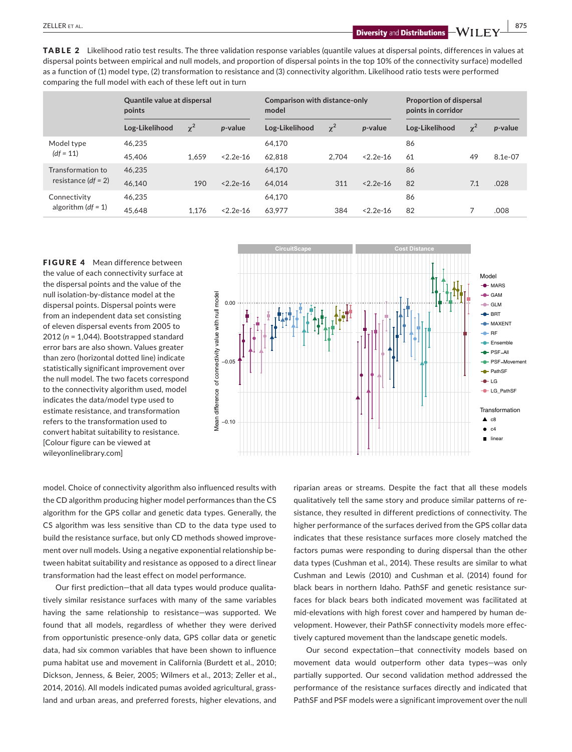**TABLE 2** Likelihood ratio test results. The three validation response variables (quantile values at dispersal points, differences in values at dispersal points between empirical and null models, and proportion of dispersal points in the top 10% of the connectivity surface) modelled as a function of (1) model type, (2) transformation to resistance and (3) connectivity algorithm. Likelihood ratio tests were performed comparing the full model with each of these left out in turn

| | Quantile value at dispersal points | | | Comparison with distance-only model | | | Proportion of dispersal points in corridor | | |
|---|---|---|---|---|---|---|---|---|---|
| | Log-Likelihood | $\chi^2$ | *p*-value | Log-Likelihood | $\chi^2$ | *p*-value | Log-Likelihood | $\chi^2$ | *p*-value |
| Model type (*df* = 11) | 46,235 | | | 64,170 | | | 86 | | |
| | 45,406 | 1,659 | <2.2e-16 | 62,818 | 2,704 | <2.2e-16 | 61 | 49 | 8.1e-07 |
| Transformation to resistance (*df* = 2) | 46,235 | | | 64,170 | | | 86 | | |
| | 46,140 | 190 | <2.2e-16 | 64,014 | 311 | <2.2e-16 | 82 | 7.1 | .028 |
| Connectivity algorithm (*df* = 1) | 46,235 | | | 64,170 | | | 86 | | |
| | 45,648 | 1,176 | <2.2e-16 | 63,977 | 384 | <2.2e-16 | 82 | 7 | .008 |

**FIGURE 4** Mean difference between the value of each connectivity surface at the dispersal points and the value of the null isolation-by-distance model at the dispersal points. Dispersal points were from an independent data set consisting of eleven dispersal events from 2005 to 2012 ($n$ = 1,044). Bootstrapped standard error bars are also shown. Values greater than zero (horizontal dotted line) indicate statistically significant improvement over the null model. The two facets correspond to the connectivity algorithm used, model indicates the data/model type used to estimate resistance, and transformation refers to the transformation used to convert habitat suitability to resistance. [Colour figure can be viewed at wileyonlinelibrary.com]

model. Choice of connectivity algorithm also influenced results with the CD algorithm producing higher model performances than the CS algorithm for the GPS collar and genetic data types. Generally, the CS algorithm was less sensitive than CD to the data type used to build the resistance surface, but only CD methods showed improvement over null models. Using a negative exponential relationship between habitat suitability and resistance as opposed to a direct linear transformation had the least effect on model performance.

Our first prediction—that all data types would produce qualitatively similar resistance surfaces with many of the same variables having the same relationship to resistance—was supported. We found that all models, regardless of whether they were derived from opportunistic presence-only data, GPS collar data or genetic data, had six common variables that have been shown to influence puma habitat use and movement in California (Burdett et al., 2010; Dickson, Jenness, & Beier, 2005; Wilmers et al., 2013; Zeller et al., 2014, 2016). All models indicated pumas avoided agricultural, grassland and urban areas, and preferred forests, higher elevations, and riparian areas or streams. Despite the fact that all these models qualitatively tell the same story and produce similar patterns of resistance, they resulted in different predictions of connectivity. The higher performance of the surfaces derived from the GPS collar data indicates that these resistance surfaces more closely matched the factors pumas were responding to during dispersal than the other data types (Cushman et al., 2014). These results are similar to what Cushman and Lewis (2010) and Cushman et al. (2014) found for black bears in northern Idaho. PathSF and genetic resistance surfaces for black bears both indicated movement was facilitated at mid-elevations with high forest cover and hampered by human development. However, their PathSF connectivity models more effectively captured movement than the landscape genetic models.

Our second expectation—that connectivity models based on movement data would outperform other data types—was only partially supported. Our second validation method addressed the performance of the resistance surfaces directly and indicated that PathSF and PSF models were a significant improvement over the null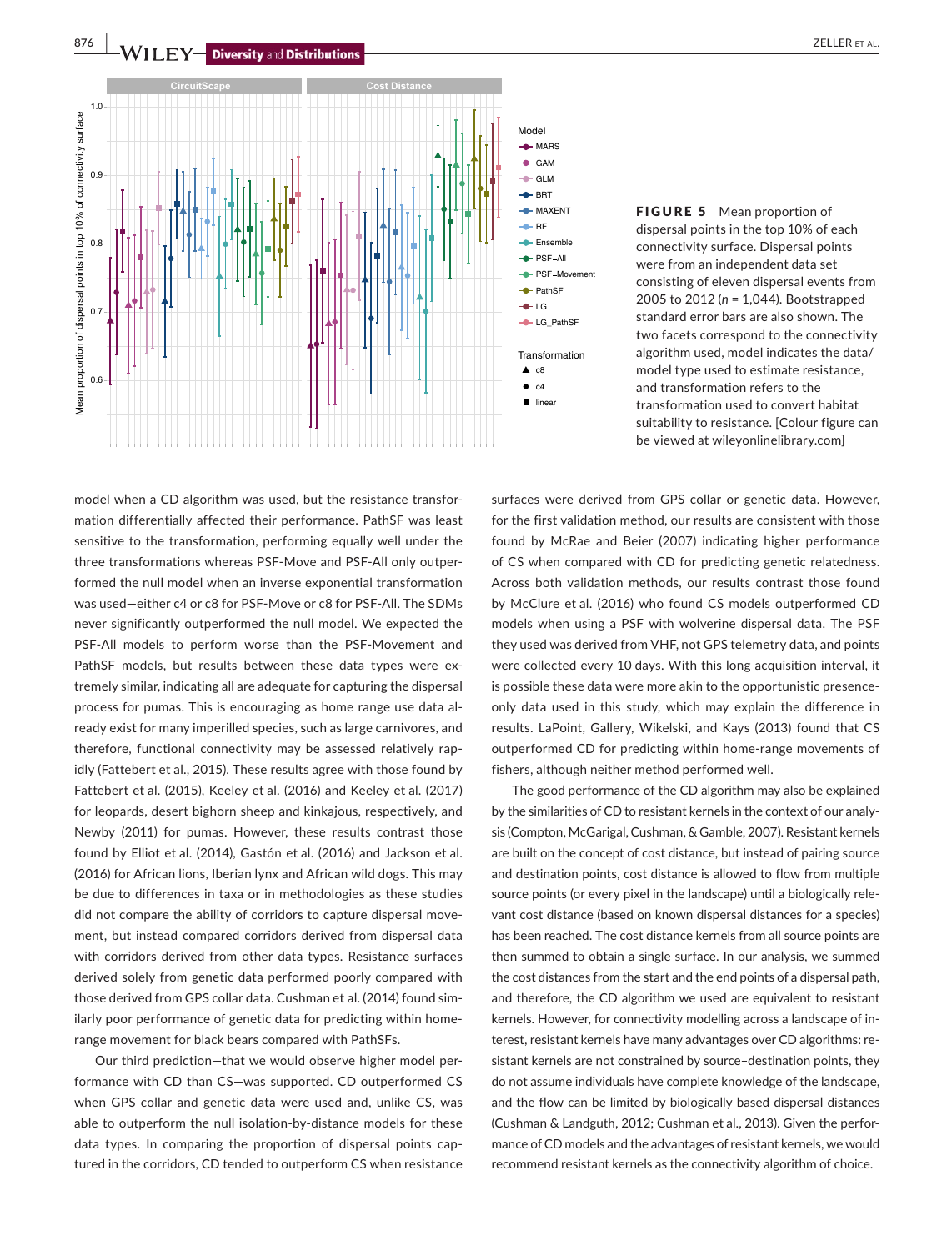**FIGURE 5** Mean proportion of dispersal points in the top 10% of each connectivity surface. Dispersal points were from an independent data set consisting of eleven dispersal events from 2005 to 2012 ($n$ = 1,044). Bootstrapped standard error bars are also shown. The two facets correspond to the connectivity algorithm used, model indicates the data/model type used to estimate resistance, and transformation refers to the transformation used to convert habitat suitability to resistance. [Colour figure can be viewed at wileyonlinelibrary.com]

model when a CD algorithm was used, but the resistance transformation differentially affected their performance. PathSF was least sensitive to the transformation, performing equally well under the three transformations whereas PSF-Move and PSF-All only outperformed the null model when an inverse exponential transformation was used—either c4 or c8 for PSF-Move or c8 for PSF-All. The SDMs never significantly outperformed the null model. We expected the PSF-All models to perform worse than the PSF-Movement and PathSF models, but results between these data types were extremely similar, indicating all are adequate for capturing the dispersal process for pumas. This is encouraging as home range use data already exist for many imperilled species, such as large carnivores, and therefore, functional connectivity may be assessed relatively rapidly (Fattebert et al., 2015). These results agree with those found by Fattebert et al. (2015), Keeley et al. (2016) and Keeley et al. (2017) for leopards, desert bighorn sheep and kinkajous, respectively, and Newby (2011) for pumas. However, these results contrast those found by Elliot et al. (2014), Gastón et al. (2016) and Jackson et al. (2016) for African lions, Iberian lynx and African wild dogs. This may be due to differences in taxa or in methodologies as these studies did not compare the ability of corridors to capture dispersal movement, but instead compared corridors derived from dispersal data with corridors derived from other data types. Resistance surfaces derived solely from genetic data performed poorly compared with those derived from GPS collar data. Cushman et al. (2014) found similarly poor performance of genetic data for predicting within home-range movement for black bears compared with PathSFs.

Our third prediction—that we would observe higher model performance with CD than CS—was supported. CD outperformed CS when GPS collar and genetic data were used and, unlike CS, was able to outperform the null isolation-by-distance models for these data types. In comparing the proportion of dispersal points captured in the corridors, CD tended to outperform CS when resistance surfaces were derived from GPS collar or genetic data. However, for the first validation method, our results are consistent with those found by McRae and Beier (2007) indicating higher performance of CS when compared with CD for predicting genetic relatedness. Across both validation methods, our results contrast those found by McClure et al. (2016) who found CS models outperformed CD models when using a PSF with wolverine dispersal data. The PSF they used was derived from VHF, not GPS telemetry data, and points were collected every 10 days. With this long acquisition interval, it is possible these data were more akin to the opportunistic presence-only data used in this study, which may explain the difference in results. LaPoint, Gallery, Wikelski, and Kays (2013) found that CS outperformed CD for predicting within home-range movements of fishers, although neither method performed well.

The good performance of the CD algorithm may also be explained by the similarities of CD to resistant kernels in the context of our analysis (Compton, McGarigal, Cushman, & Gamble, 2007). Resistant kernels are built on the concept of cost distance, but instead of pairing source and destination points, cost distance is allowed to flow from multiple source points (or every pixel in the landscape) until a biologically relevant cost distance (based on known dispersal distances for a species) has been reached. The cost distance kernels from all source points are then summed to obtain a single surface. In our analysis, we summed the cost distances from the start and the end points of a dispersal path, and therefore, the CD algorithm we used are equivalent to resistant kernels. However, for connectivity modelling across a landscape of interest, resistant kernels have many advantages over CD algorithms: resistant kernels are not constrained by source–destination points, they do not assume individuals have complete knowledge of the landscape, and the flow can be limited by biologically based dispersal distances (Cushman & Landguth, 2012; Cushman et al., 2013). Given the performance of CD models and the advantages of resistant kernels, we would recommend resistant kernels as the connectivity algorithm of choice.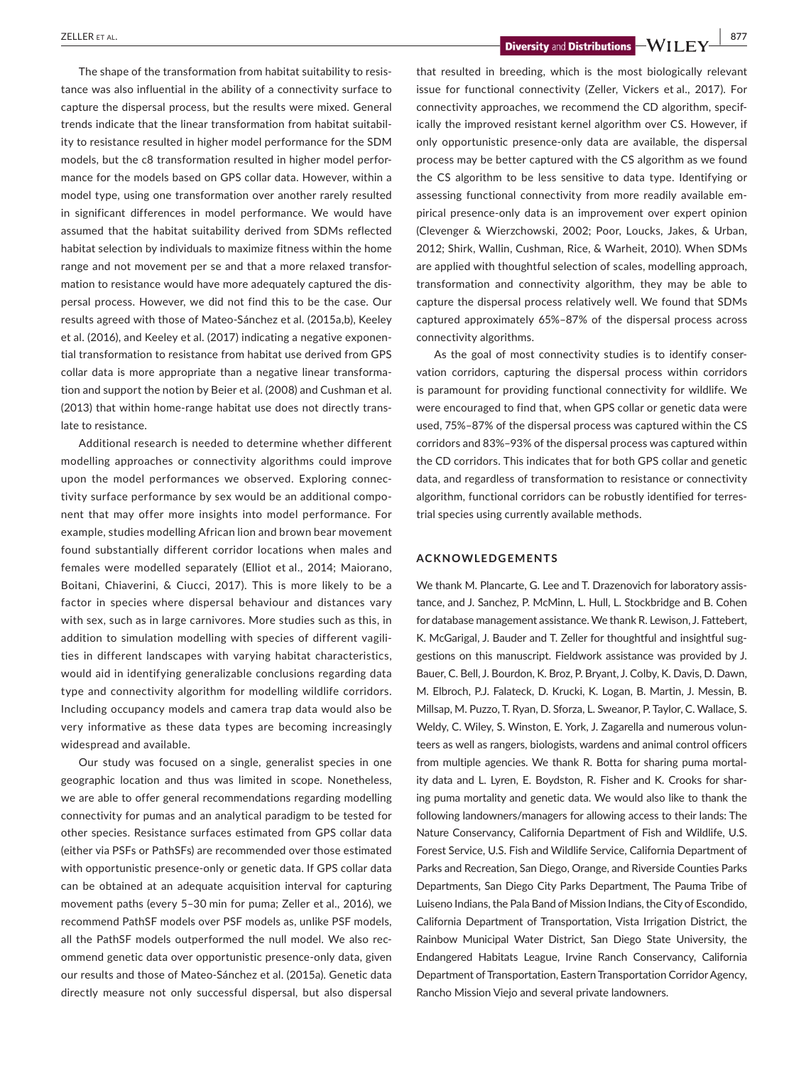The shape of the transformation from habitat suitability to resistance was also influential in the ability of a connectivity surface to capture the dispersal process, but the results were mixed. General trends indicate that the linear transformation from habitat suitability to resistance resulted in higher model performance for the SDM models, but the c8 transformation resulted in higher model performance for the models based on GPS collar data. However, within a model type, using one transformation over another rarely resulted in significant differences in model performance. We would have assumed that the habitat suitability derived from SDMs reflected habitat selection by individuals to maximize fitness within the home range and not movement per se and that a more relaxed transformation to resistance would have more adequately captured the dispersal process. However, we did not find this to be the case. Our results agreed with those of Mateo-Sánchez et al. (2015a,b), Keeley et al. (2016), and Keeley et al. (2017) indicating a negative exponential transformation to resistance from habitat use derived from GPS collar data is more appropriate than a negative linear transformation and support the notion by Beier et al. (2008) and Cushman et al. (2013) that within home-range habitat use does not directly translate to resistance.

Additional research is needed to determine whether different modelling approaches or connectivity algorithms could improve upon the model performances we observed. Exploring connectivity surface performance by sex would be an additional component that may offer more insights into model performance. For example, studies modelling African lion and brown bear movement found substantially different corridor locations when males and females were modelled separately (Elliot et al., 2014; Maiorano, Boitani, Chiaverini, & Ciucci, 2017). This is more likely to be a factor in species where dispersal behaviour and distances vary with sex, such as in large carnivores. More studies such as this, in addition to simulation modelling with species of different vagilities in different landscapes with varying habitat characteristics, would aid in identifying generalizable conclusions regarding data type and connectivity algorithm for modelling wildlife corridors. Including occupancy models and camera trap data would also be very informative as these data types are becoming increasingly widespread and available.

Our study was focused on a single, generalist species in one geographic location and thus was limited in scope. Nonetheless, we are able to offer general recommendations regarding modelling connectivity for pumas and an analytical paradigm to be tested for other species. Resistance surfaces estimated from GPS collar data (either via PSFs or PathSFs) are recommended over those estimated with opportunistic presence-only or genetic data. If GPS collar data can be obtained at an adequate acquisition interval for capturing movement paths (every 5–30 min for puma; Zeller et al., 2016), we recommend PathSF models over PSF models as, unlike PSF models, all the PathSF models outperformed the null model. We also recommend genetic data over opportunistic presence-only data, given our results and those of Mateo-Sánchez et al. (2015a). Genetic data directly measure not only successful dispersal, but also dispersal that resulted in breeding, which is the most biologically relevant issue for functional connectivity (Zeller, Vickers et al., 2017). For connectivity approaches, we recommend the CD algorithm, specifically the improved resistant kernel algorithm over CS. However, if only opportunistic presence-only data are available, the dispersal process may be better captured with the CS algorithm as we found the CS algorithm to be less sensitive to data type. Identifying or assessing functional connectivity from more readily available empirical presence-only data is an improvement over expert opinion (Clevenger & Wierzchowski, 2002; Poor, Loucks, Jakes, & Urban, 2012; Shirk, Wallin, Cushman, Rice, & Warheit, 2010). When SDMs are applied with thoughtful selection of scales, modelling approach, transformation and connectivity algorithm, they may be able to capture the dispersal process relatively well. We found that SDMs captured approximately 65%–87% of the dispersal process across connectivity algorithms.

As the goal of most connectivity studies is to identify conservation corridors, capturing the dispersal process within corridors is paramount for providing functional connectivity for wildlife. We were encouraged to find that, when GPS collar or genetic data were used, 75%–87% of the dispersal process was captured within the CS corridors and 83%–93% of the dispersal process was captured within the CD corridors. This indicates that for both GPS collar and genetic data, and regardless of transformation to resistance or connectivity algorithm, functional corridors can be robustly identified for terrestrial species using currently available methods.

## ACKNOWLEDGEMENTS

We thank M. Plancarte, G. Lee and T. Drazenovich for laboratory assistance, and J. Sanchez, P. McMinn, L. Hull, L. Stockbridge and B. Cohen for database management assistance. We thank R. Lewison, J. Fattebert, K. McGarigal, J. Bauder and T. Zeller for thoughtful and insightful suggestions on this manuscript. Fieldwork assistance was provided by J. Bauer, C. Bell, J. Bourdon, K. Broz, P. Bryant, J. Colby, K. Davis, D. Dawn, M. Elbroch, P.J. Falateck, D. Krucki, K. Logan, B. Martin, J. Messin, B. Millsap, M. Puzzo, T. Ryan, D. Sforza, L. Sweanor, P. Taylor, C. Wallace, S. Weldy, C. Wiley, S. Winston, E. York, J. Zagarella and numerous volunteers as well as rangers, biologists, wardens and animal control officers from multiple agencies. We thank R. Botta for sharing puma mortality data and L. Lyren, E. Boydston, R. Fisher and K. Crooks for sharing puma mortality and genetic data. We would also like to thank the following landowners/managers for allowing access to their lands: The Nature Conservancy, California Department of Fish and Wildlife, U.S. Forest Service, U.S. Fish and Wildlife Service, California Department of Parks and Recreation, San Diego, Orange, and Riverside Counties Parks Departments, San Diego City Parks Department, The Pauma Tribe of Luiseno Indians, the Pala Band of Mission Indians, the City of Escondido, California Department of Transportation, Vista Irrigation District, the Rainbow Municipal Water District, San Diego State University, the Endangered Habitats League, Irvine Ranch Conservancy, California Department of Transportation, Eastern Transportation Corridor Agency, Rancho Mission Viejo and several private landowners.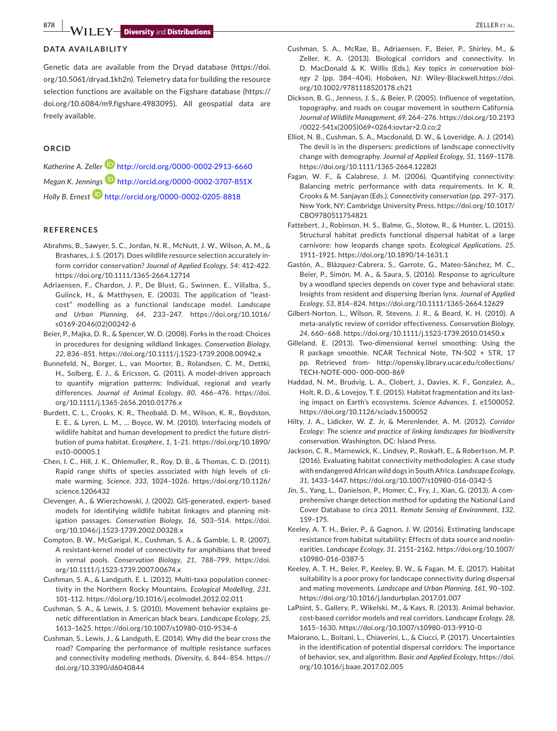## DATA AVAILABILITY

Genetic data are available from the Dryad database (https://doi.org/10.5061/dryad.1kh2n). Telemetry data for building the resource selection functions are available on the Figshare database (https://doi.org/10.6084/m9.figshare.4983095). All geospatial data are freely available.

## ORCID

*Katherine A. Zeller* http://orcid.org/0000-0002-2913-6660

*Megan K. Jennings* http://orcid.org/0000-0002-3707-851X

*Holly B. Ernest* http://orcid.org/0000-0002-0205-8818

## REFERENCES

Abrahms, B., Sawyer, S. C., Jordan, N. R., McNutt, J. W., Wilson, A. M., & Brashares, J. S. (2017). Does wildlife resource selection accurately inform corridor conservation? *Journal of Applied Ecology*, *54*: 412-422. https://doi.org/10.1111/1365-2664.12714

Adriaensen, F., Chardon, J. P., De Blust, G., Swinnen, E., Villalba, S., Gulinck, H., & Matthysen, E. (2003). The application of "least-cost" modelling as a functional landscape model. *Landscape and Urban Planning*, *64*, 233–247. https://doi.org/10.1016/s0169-2046(02)00242-6

Beier, P., Majka, D. R., & Spencer, W. D. (2008). Forks in the road: Choices in procedures for designing wildland linkages. *Conservation Biology*, *22*, 836–851. https://doi.org/10.1111/j.1523-1739.2008.00942.x

Bunnefeld, N., Borger, L., van Moorter, B., Rolandsen, C. M., Dettki, H., Solberg, E. J., & Ericsson, G. (2011). A model-driven approach to quantify migration patterns: Individual, regional and yearly differences. *Journal of Animal Ecology*, *80*, 466–476. https://doi.org/10.1111/j.1365-2656.2010.01776.x

Burdett, C. L., Crooks, K. R., Theobald, D. M., Wilson, K. R., Boydston, E. E., & Lyren, L. M., … Boyce, W. M. (2010). Interfacing models of wildlife habitat and human development to predict the future distribution of puma habitat. *Ecosphere*, *1*, 1–21. https://doi.org/10.1890/es10-00005.1

Chen, I. C., Hill, J. K., Ohlemuller, R., Roy, D. B., & Thomas, C. D. (2011). Rapid range shifts of species associated with high levels of climate warming. *Science*, *333*, 1024–1026. https://doi.org/10.1126/science.1206432

Clevenger, A., & Wierzchowski, J. (2002). GIS-generated, expert- based models for identifying wildlife habitat linkages and planning mitigation passages. *Conservation Biology*, *16*, 503–514. https://doi.org/10.1046/j.1523-1739.2002.00328.x

Compton, B. W., McGarigal, K., Cushman, S. A., & Gamble, L. R. (2007). A resistant-kernel model of connectivity for amphibians that breed in vernal pools. *Conservation Biology*, *21*, 788–799. https://doi.org/10.1111/j.1523-1739.2007.00674.x

Cushman, S. A., & Landguth, E. L. (2012). Multi-taxa population connectivity in the Northern Rocky Mountains. *Ecological Modelling*, *231*, 101–112. https://doi.org/10.1016/j.ecolmodel.2012.02.011

Cushman, S. A., & Lewis, J. S. (2010). Movement behavior explains genetic differentiation in American black bears. *Landscape Ecology*, *25*, 1613–1625. https://doi.org/10.1007/s10980-010-9534-6

Cushman, S., Lewis, J., & Landguth, E. (2014). Why did the bear cross the road? Comparing the performance of multiple resistance surfaces and connectivity modeling methods. *Diversity*, *6*, 844–854. https://doi.org/10.3390/d6040844

Cushman, S. A., McRae, B., Adriaensen, F., Beier, P., Shirley, M., & Zeller, K. A. (2013). Biological corridors and connectivity. In D. MacDonald & K. Willis (Eds.), *Key topics in conservation biology 2* (pp. 384–404). Hoboken, NJ: Wiley-Blackwell.https://doi.org/10.1002/9781118520178.ch21

Dickson, B. G., Jenness, J. S., & Beier, P. (2005). Influence of vegetation, topography, and roads on cougar movement in southern California. *Journal of Wildlife Management*, *69*, 264–276. https://doi.org/10.2193/0022-541x(2005)069<0264:iovtar>2.0.co;2

Elliot, N. B., Cushman, S. A., Macdonald, D. W., & Loveridge, A. J. (2014). The devil is in the dispersers: predictions of landscape connectivity change with demography. *Journal of Applied Ecology*, *51*, 1169–1178. https://doi.org/10.1111/1365-2664.12282l

Fagan, W. F., & Calabrese, J. M. (2006). Quantifying connectivity: Balancing metric performance with data requirements. In K. R. Crooks & M. Sanjayan (Eds.), *Connectivity conservation* (pp. 297–317). New York, NY: Cambridge University Press. https://doi.org/10.1017/CBO9780511754821

Fattebert, J., Robinson, H. S., Balme, G., Slotow, R., & Hunter, L. (2015). Structural habitat predicts functional dispersal habitat of a large carnivore: how leopards change spots. *Ecological Applications*, *25*, 1911–1921. https://doi.org/10.1890/14-1631.1

Gastón, A., Blázquez-Cabrera, S., Garrote, G., Mateo-Sánchez, M. C., Beier, P., Simón, M. A., & Saura, S. (2016). Response to agriculture by a woodland species depends on cover type and behavioral state: Insights from resident and dispersing Iberian lynx. *Journal of Applied Ecology*, *53*, 814–824. https://doi.org/10.1111/1365-2664.12629

Gilbert-Norton, L., Wilson, R, Stevens, J. R., & Beard, K. H. (2010). A meta-analytic review of corridor effectiveness. *Conservation Biology*, *24*, 660–668. https://doi.org/10.1111/j.1523-1739.2010.01450.x

Gilleland, E. (2013). Two-dimensional kernel smoothing: Using the R package smoothie. NCAR Technical Note, TN-502 + STR, 17 pp. Retrieved from- http://opensky.library.ucar.edu/collections/TECH-NOTE-000- 000-000-869

Haddad, N. M., Brudvig, L. A., Clobert, J., Davies, K. F., Gonzalez, A., Holt, R. D., & Lovejoy, T. E. (2015). Habitat fragmentation and its lasting impact on Earth's ecosystems. *Science Advances*, *1*, e1500052. https://doi.org/10.1126/sciadv.1500052

Hilty, J. A., Lidicker, W. Z. Jr, & Merenlender, A. M. (2012). *Corridor Ecology: The science and practice of linking landscapes for biodiversity conservation*. Washington, DC: Island Press.

Jackson, C. R., Marnewick, K., Lindsey, P., Roskaft, E., & Robertson, M. P. (2016). Evaluating habitat connectivity methodologies: A case study with endangered African wild dogs in South Africa. *Landscape Ecology*, *31*, 1433–1447. https://doi.org/10.1007/s10980-016-0342-5

Jin, S., Yang, L., Danielson, P., Homer, C., Fry, J., Xian, G. (2013). A comprehensive change detection method for updating the National Land Cover Database to circa 2011. *Remote Sensing of Environment*, *132*, 159–175.

Keeley, A. T. H., Beier, P., & Gagnon, J. W. (2016). Estimating landscape resistance from habitat suitability: Effects of data source and nonlinearities. *Landscape Ecology*, *31*, 2151–2162. https://doi.org/10.1007/s10980-016-0387-5

Keeley, A. T. H., Beier, P., Keeley, B. W., & Fagan, M. E. (2017). Habitat suitability is a poor proxy for landscape connectivity during dispersal and mating movements. *Landscape and Urban Planning*, *161*, 90–102. https://doi.org/10.1016/j.landurbplan.2017.01.007

LaPoint, S., Gallery, P., Wikelski, M., & Kays, R. (2013). Animal behavior, cost-based corridor models and real corridors. *Landscape Ecology*, *28*, 1615–1630. https://doi.org/10.1007/s10980-013-9910-0

Maiorano, L., Boitani, L., Chiaverini, L., & Ciucci, P. (2017). Uncertainties in the identification of potential dispersal corridors: The importance of behavior, sex, and algorithm. *Basic and Applied Ecology*, https://doi.org/10.1016/j.baae.2017.02.005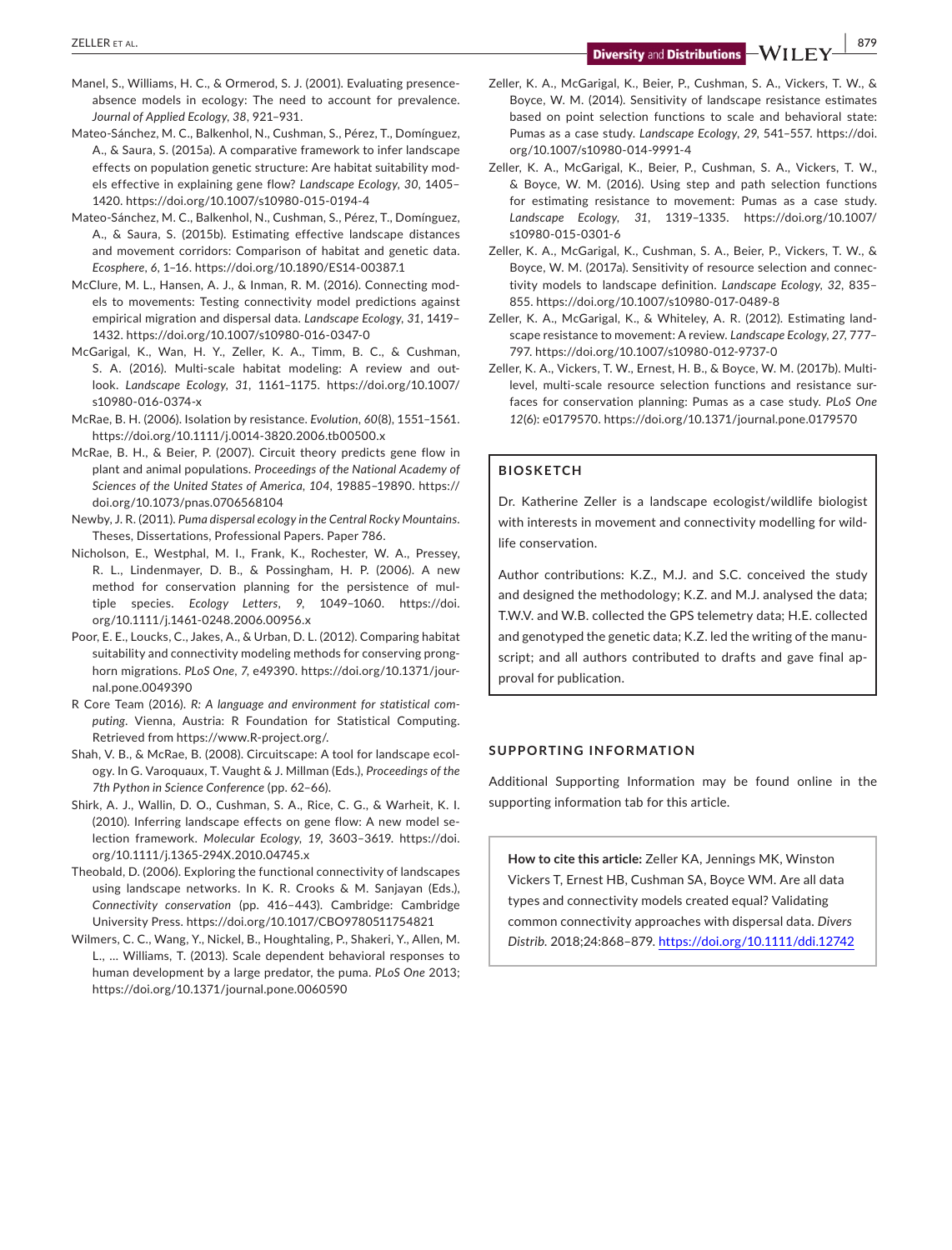Manel, S., Williams, H. C., & Ormerod, S. J. (2001). Evaluating presence-absence models in ecology: The need to account for prevalence. *Journal of Applied Ecology*, *38*, 921–931.

Mateo-Sánchez, M. C., Balkenhol, N., Cushman, S., Pérez, T., Domínguez, A., & Saura, S. (2015a). A comparative framework to infer landscape effects on population genetic structure: Are habitat suitability models effective in explaining gene flow? *Landscape Ecology*, *30*, 1405–1420. https://doi.org/10.1007/s10980-015-0194-4

Mateo-Sánchez, M. C., Balkenhol, N., Cushman, S., Pérez, T., Domínguez, A., & Saura, S. (2015b). Estimating effective landscape distances and movement corridors: Comparison of habitat and genetic data. *Ecosphere*, *6*, 1–16. https://doi.org/10.1890/ES14-00387.1

McClure, M. L., Hansen, A. J., & Inman, R. M. (2016). Connecting models to movements: Testing connectivity model predictions against empirical migration and dispersal data. *Landscape Ecology*, *31*, 1419–1432. https://doi.org/10.1007/s10980-016-0347-0

McGarigal, K., Wan, H. Y., Zeller, K. A., Timm, B. C., & Cushman, S. A. (2016). Multi-scale habitat modeling: A review and outlook. *Landscape Ecology*, *31*, 1161–1175. https://doi.org/10.1007/s10980-016-0374-x

McRae, B. H. (2006). Isolation by resistance. *Evolution*, *60*(8), 1551–1561. https://doi.org/10.1111/j.0014-3820.2006.tb00500.x

McRae, B. H., & Beier, P. (2007). Circuit theory predicts gene flow in plant and animal populations. *Proceedings of the National Academy of Sciences of the United States of America*, *104*, 19885–19890. https://doi.org/10.1073/pnas.0706568104

Newby, J. R. (2011). *Puma dispersal ecology in the Central Rocky Mountains*. Theses, Dissertations, Professional Papers. Paper 786.

Nicholson, E., Westphal, M. I., Frank, K., Rochester, W. A., Pressey, R. L., Lindenmayer, D. B., & Possingham, H. P. (2006). A new method for conservation planning for the persistence of multiple species. *Ecology Letters*, *9*, 1049–1060. https://doi.org/10.1111/j.1461-0248.2006.00956.x

Poor, E. E., Loucks, C., Jakes, A., & Urban, D. L. (2012). Comparing habitat suitability and connectivity modeling methods for conserving pronghorn migrations. *PLoS One*, *7*, e49390. https://doi.org/10.1371/journal.pone.0049390

R Core Team (2016). *R: A language and environment for statistical computing*. Vienna, Austria: R Foundation for Statistical Computing. Retrieved from https://www.R-project.org/.

Shah, V. B., & McRae, B. (2008). Circuitscape: A tool for landscape ecology. In G. Varoquaux, T. Vaught & J. Millman (Eds.), *Proceedings of the 7th Python in Science Conference* (pp. 62–66).

Shirk, A. J., Wallin, D. O., Cushman, S. A., Rice, C. G., & Warheit, K. I. (2010). Inferring landscape effects on gene flow: A new model selection framework. *Molecular Ecology*, *19*, 3603–3619. https://doi.org/10.1111/j.1365-294X.2010.04745.x

Theobald, D. (2006). Exploring the functional connectivity of landscapes using landscape networks. In K. R. Crooks & M. Sanjayan (Eds.), *Connectivity conservation* (pp. 416–443). Cambridge: Cambridge University Press. https://doi.org/10.1017/CBO9780511754821

Wilmers, C. C., Wang, Y., Nickel, B., Houghtaling, P., Shakeri, Y., Allen, M. L., … Williams, T. (2013). Scale dependent behavioral responses to human development by a large predator, the puma. *PLoS One* 2013; https://doi.org/10.1371/journal.pone.0060590

Zeller, K. A., McGarigal, K., Beier, P., Cushman, S. A., Vickers, T. W., & Boyce, W. M. (2014). Sensitivity of landscape resistance estimates based on point selection functions to scale and behavioral state: Pumas as a case study. *Landscape Ecology*, *29*, 541–557. https://doi.org/10.1007/s10980-014-9991-4

Zeller, K. A., McGarigal, K., Beier, P., Cushman, S. A., Vickers, T. W., & Boyce, W. M. (2016). Using step and path selection functions for estimating resistance to movement: Pumas as a case study. *Landscape Ecology*, *31*, 1319–1335. https://doi.org/10.1007/s10980-015-0301-6

Zeller, K. A., McGarigal, K., Cushman, S. A., Beier, P., Vickers, T. W., & Boyce, W. M. (2017a). Sensitivity of resource selection and connectivity models to landscape definition. *Landscape Ecology*, *32*, 835–855. https://doi.org/10.1007/s10980-017-0489-8

Zeller, K. A., McGarigal, K., & Whiteley, A. R. (2012). Estimating landscape resistance to movement: A review. *Landscape Ecology*, *27*, 777–797. https://doi.org/10.1007/s10980-012-9737-0

Zeller, K. A., Vickers, T. W., Ernest, H. B., & Boyce, W. M. (2017b). Multi-level, multi-scale resource selection functions and resistance surfaces for conservation planning: Pumas as a case study. *PLoS One* *12*(6): e0179570. https://doi.org/10.1371/journal.pone.0179570

## BIOSKETCH

Dr. Katherine Zeller is a landscape ecologist/wildlife biologist with interests in movement and connectivity modelling for wildlife conservation.

Author contributions: K.Z., M.J. and S.C. conceived the study and designed the methodology; K.Z. and M.J. analysed the data; T.W.V. and W.B. collected the GPS telemetry data; H.E. collected and genotyped the genetic data; K.Z. led the writing of the manuscript; and all authors contributed to drafts and gave final approval for publication.

## SUPPORTING INFORMATION

Additional Supporting Information may be found online in the supporting information tab for this article.

**How to cite this article:** Zeller KA, Jennings MK, Winston Vickers T, Ernest HB, Cushman SA, Boyce WM. Are all data types and connectivity models created equal? Validating common connectivity approaches with dispersal data. *Divers Distrib*. 2018;24:868–879. https://doi.org/10.1111/ddi.12742